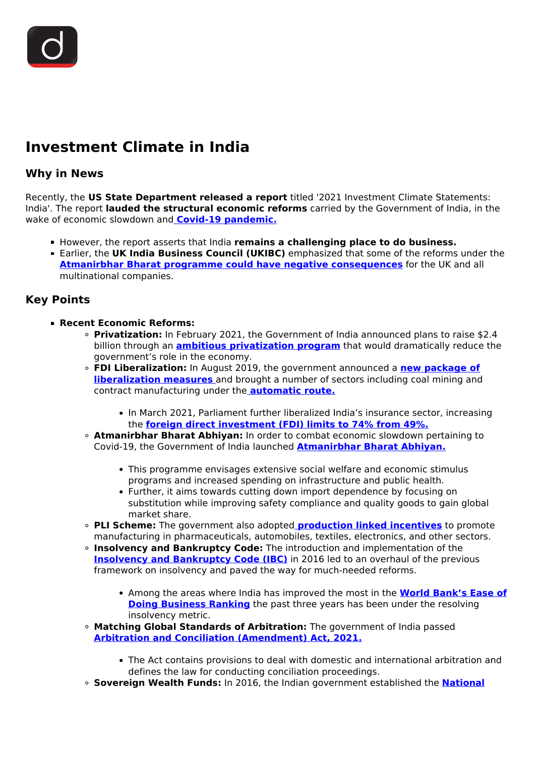# Investment Climate in India

## Why in News

Recently, the **US State Department released a report** titled '2021 Investment Climate Statements: India'. The report **lauded the structural economic reforms** carried by the Government of India, in the wake of economic slowdown and **Covid-19 pandemic.**

- However, the report asserts that India **remains a challenging place to do business.**
- Earlier, the **UK India Business Council (UKIBC)** emphasized that some of the reforms under the **Atmanirbhar Bharat programme could have negative consequences** for the UK and all multinational companies.

## Key Points

- **Recent Economic Reforms:**
  - **Privatization:** In February 2021, the Government of India announced plans to raise $2.4 billion through an **ambitious privatization program** that would dramatically reduce the government's role in the economy.
  - **FDI Liberalization:** In August 2019, the government announced a **new package of liberalization measures** and brought a number of sectors including coal mining and contract manufacturing under the **automatic route.**
    - In March 2021, Parliament further liberalized India's insurance sector, increasing the **foreign direct investment (FDI) limits to 74% from 49%.**
  - **Atmanirbhar Bharat Abhiyan:** In order to combat economic slowdown pertaining to Covid-19, the Government of India launched **Atmanirbhar Bharat Abhiyan.**
    - This programme envisages extensive social welfare and economic stimulus programs and increased spending on infrastructure and public health.
    - Further, it aims towards cutting down import dependence by focusing on substitution while improving safety compliance and quality goods to gain global market share.
  - **PLI Scheme:** The government also adopted **production linked incentives** to promote manufacturing in pharmaceuticals, automobiles, textiles, electronics, and other sectors.
  - **Insolvency and Bankruptcy Code:** The introduction and implementation of the **Insolvency and Bankruptcy Code (IBC)** in 2016 led to an overhaul of the previous framework on insolvency and paved the way for much-needed reforms.
    - Among the areas where India has improved the most in the **World Bank's Ease of Doing Business Ranking** the past three years has been under the resolving insolvency metric.
  - **Matching Global Standards of Arbitration:** The government of India passed **Arbitration and Conciliation (Amendment) Act, 2021.**
    - The Act contains provisions to deal with domestic and international arbitration and defines the law for conducting conciliation proceedings.
  - **Sovereign Wealth Funds:** In 2016, the Indian government established the **National**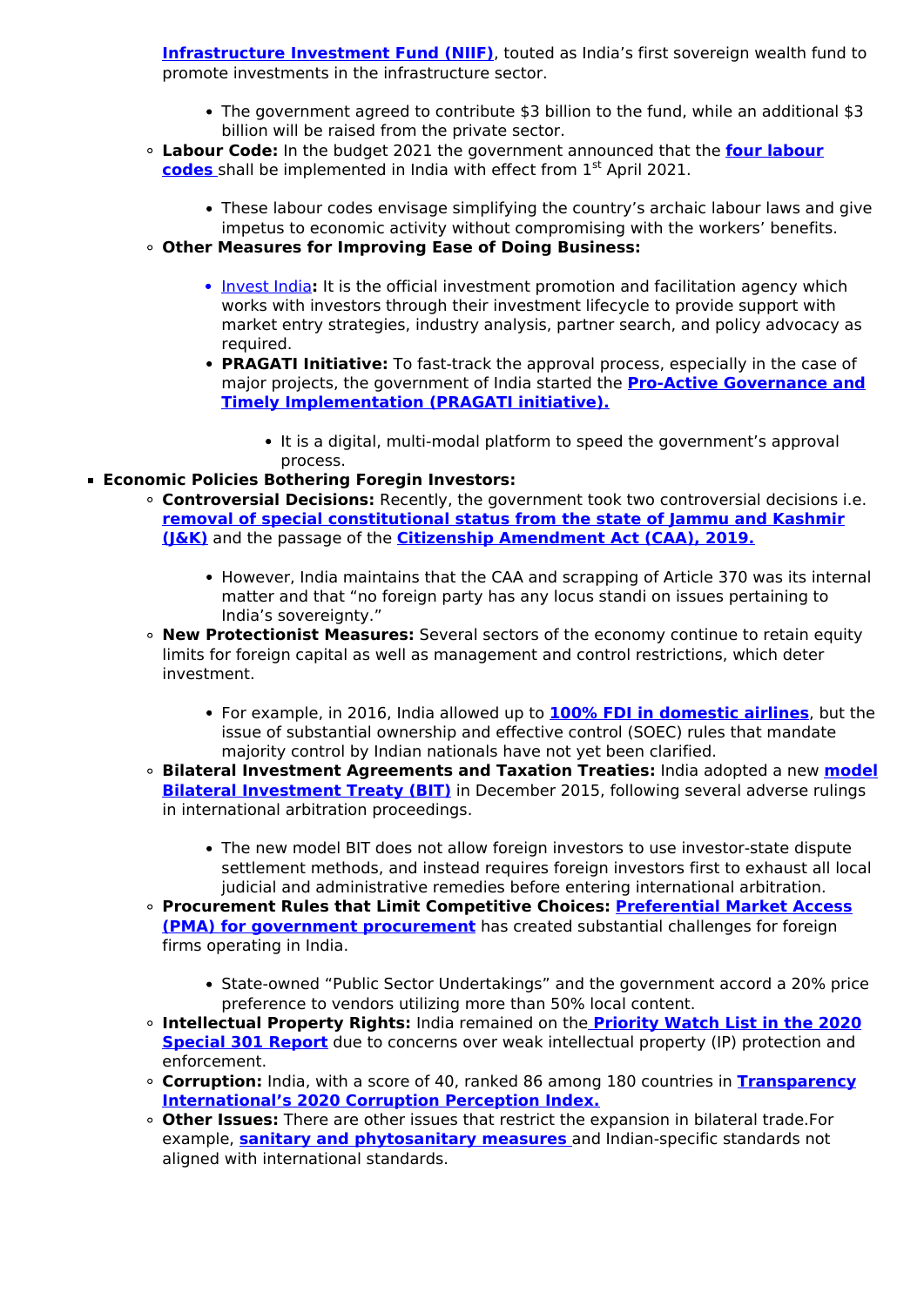**Infrastructure Investment Fund (NIIF)**, touted as India's first sovereign wealth fund to promote investments in the infrastructure sector.

- The government agreed to contribute $3 billion to the fund, while an additional $3 billion will be raised from the private sector.

- **Labour Code:** In the budget 2021 the government announced that the **four labour codes** shall be implemented in India with effect from 1st April 2021.
  - These labour codes envisage simplifying the country's archaic labour laws and give impetus to economic activity without compromising with the workers' benefits.
- **Other Measures for Improving Ease of Doing Business:**
  - Invest India**:** It is the official investment promotion and facilitation agency which works with investors through their investment lifecycle to provide support with market entry strategies, industry analysis, partner search, and policy advocacy as required.
  - **PRAGATI Initiative:** To fast-track the approval process, especially in the case of major projects, the government of India started the **Pro-Active Governance and Timely Implementation (PRAGATI initiative).**
    - It is a digital, multi-modal platform to speed the government's approval process.

- **Economic Policies Bothering Foregin Investors:**
  - **Controversial Decisions:** Recently, the government took two controversial decisions i.e. **removal of special constitutional status from the state of Jammu and Kashmir (J&K)** and the passage of the **Citizenship Amendment Act (CAA), 2019.**
    - However, India maintains that the CAA and scrapping of Article 370 was its internal matter and that "no foreign party has any locus standi on issues pertaining to India's sovereignty."
  - **New Protectionist Measures:** Several sectors of the economy continue to retain equity limits for foreign capital as well as management and control restrictions, which deter investment.
    - For example, in 2016, India allowed up to **100% FDI in domestic airlines**, but the issue of substantial ownership and effective control (SOEC) rules that mandate majority control by Indian nationals have not yet been clarified.
  - **Bilateral Investment Agreements and Taxation Treaties:** India adopted a new **model Bilateral Investment Treaty (BIT)** in December 2015, following several adverse rulings in international arbitration proceedings.
    - The new model BIT does not allow foreign investors to use investor-state dispute settlement methods, and instead requires foreign investors first to exhaust all local judicial and administrative remedies before entering international arbitration.
  - **Procurement Rules that Limit Competitive Choices: Preferential Market Access (PMA) for government procurement** has created substantial challenges for foreign firms operating in India.
    - State-owned "Public Sector Undertakings" and the government accord a 20% price preference to vendors utilizing more than 50% local content.
  - **Intellectual Property Rights:** India remained on the **Priority Watch List in the 2020 Special 301 Report** due to concerns over weak intellectual property (IP) protection and enforcement.
  - **Corruption:** India, with a score of 40, ranked 86 among 180 countries in **Transparency International's 2020 Corruption Perception Index.**
  - **Other Issues:** There are other issues that restrict the expansion in bilateral trade.For example, **sanitary and phytosanitary measures** and Indian-specific standards not aligned with international standards.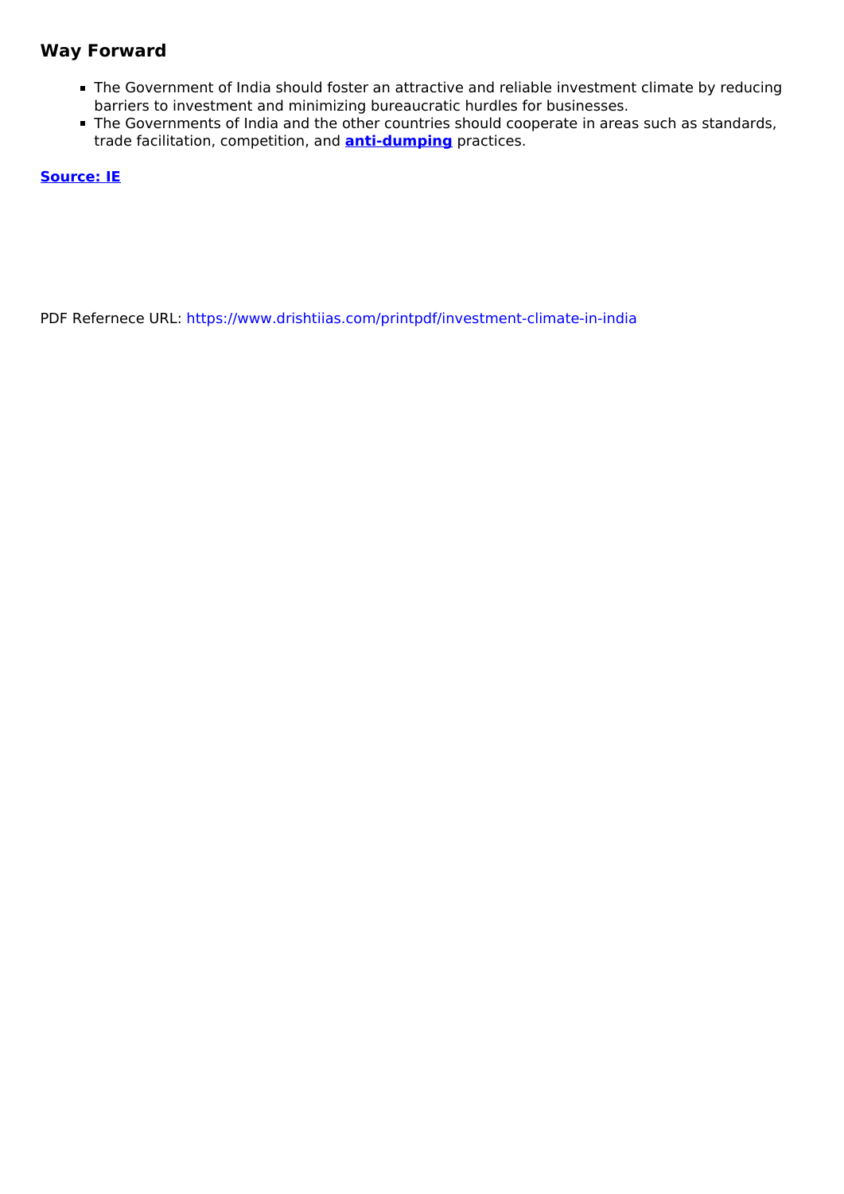## Way Forward

- The Government of India should foster an attractive and reliable investment climate by reducing barriers to investment and minimizing bureaucratic hurdles for businesses.
- The Governments of India and the other countries should cooperate in areas such as standards, trade facilitation, competition, and **anti-dumping** practices.

**Source: IE**

PDF Refernece URL: https://www.drishtiias.com/printpdf/investment-climate-in-india